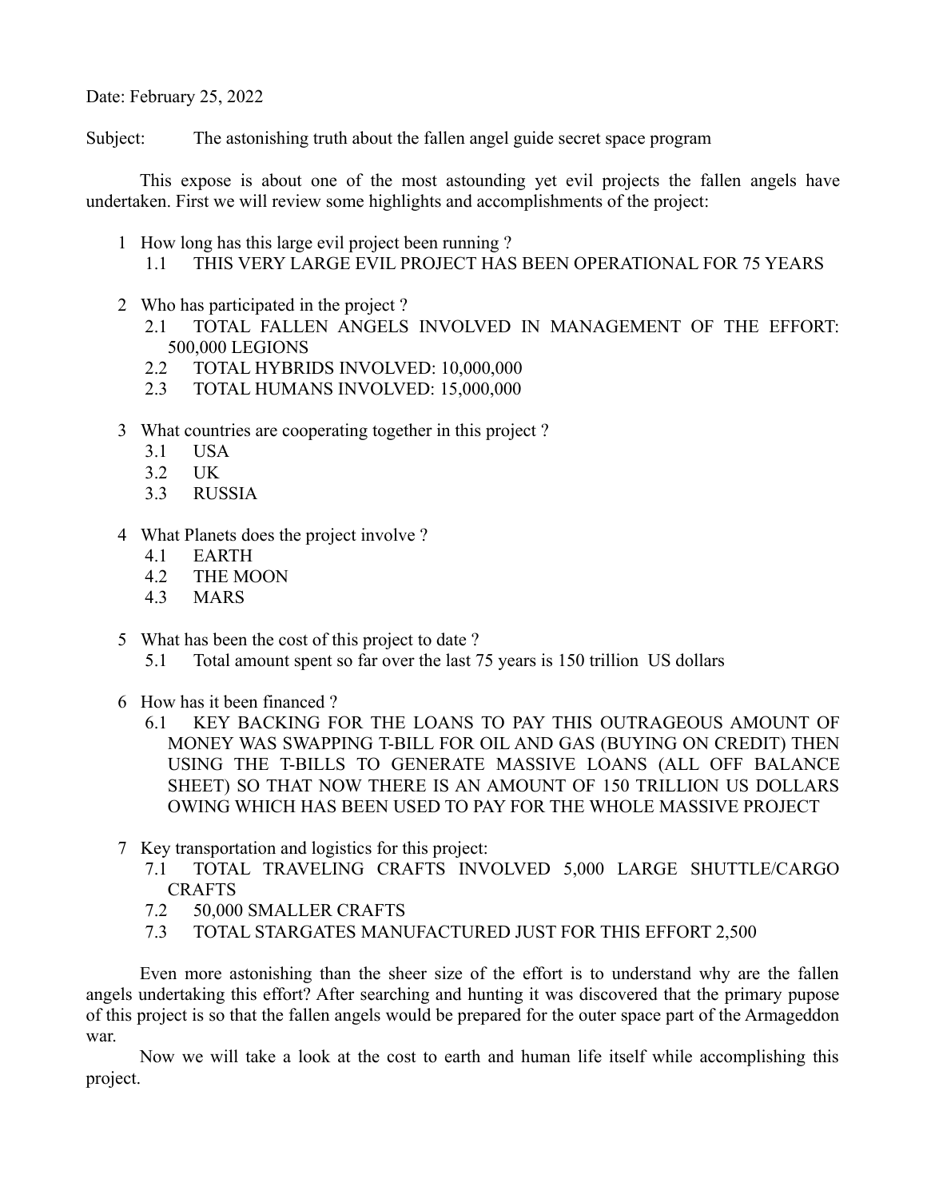Date: February 25, 2022

Subject: The astonishing truth about the fallen angel guide secret space program

This expose is about one of the most astounding yet evil projects the fallen angels have undertaken. First we will review some highlights and accomplishments of the project:

1 How long has this large evil project been running ?
   - 1.1 THIS VERY LARGE EVIL PROJECT HAS BEEN OPERATIONAL FOR 75 YEARS

2 Who has participated in the project ?
   - 2.1 TOTAL FALLEN ANGELS INVOLVED IN MANAGEMENT OF THE EFFORT: 500,000 LEGIONS
   - 2.2 TOTAL HYBRIDS INVOLVED: 10,000,000
   - 2.3 TOTAL HUMANS INVOLVED: 15,000,000

3 What countries are cooperating together in this project ?
   - 3.1 USA
   - 3.2 UK
   - 3.3 RUSSIA

4 What Planets does the project involve ?
   - 4.1 EARTH
   - 4.2 THE MOON
   - 4.3 MARS

5 What has been the cost of this project to date ?
   - 5.1 Total amount spent so far over the last 75 years is 150 trillion US dollars

6 How has it been financed ?
   - 6.1 KEY BACKING FOR THE LOANS TO PAY THIS OUTRAGEOUS AMOUNT OF MONEY WAS SWAPPING T-BILL FOR OIL AND GAS (BUYING ON CREDIT) THEN USING THE T-BILLS TO GENERATE MASSIVE LOANS (ALL OFF BALANCE SHEET) SO THAT NOW THERE IS AN AMOUNT OF 150 TRILLION US DOLLARS OWING WHICH HAS BEEN USED TO PAY FOR THE WHOLE MASSIVE PROJECT

7 Key transportation and logistics for this project:
   - 7.1 TOTAL TRAVELING CRAFTS INVOLVED 5,000 LARGE SHUTTLE/CARGO CRAFTS
   - 7.2 50,000 SMALLER CRAFTS
   - 7.3 TOTAL STARGATES MANUFACTURED JUST FOR THIS EFFORT 2,500

Even more astonishing than the sheer size of the effort is to understand why are the fallen angels undertaking this effort? After searching and hunting it was discovered that the primary pupose of this project is so that the fallen angels would be prepared for the outer space part of the Armageddon war.

Now we will take a look at the cost to earth and human life itself while accomplishing this project.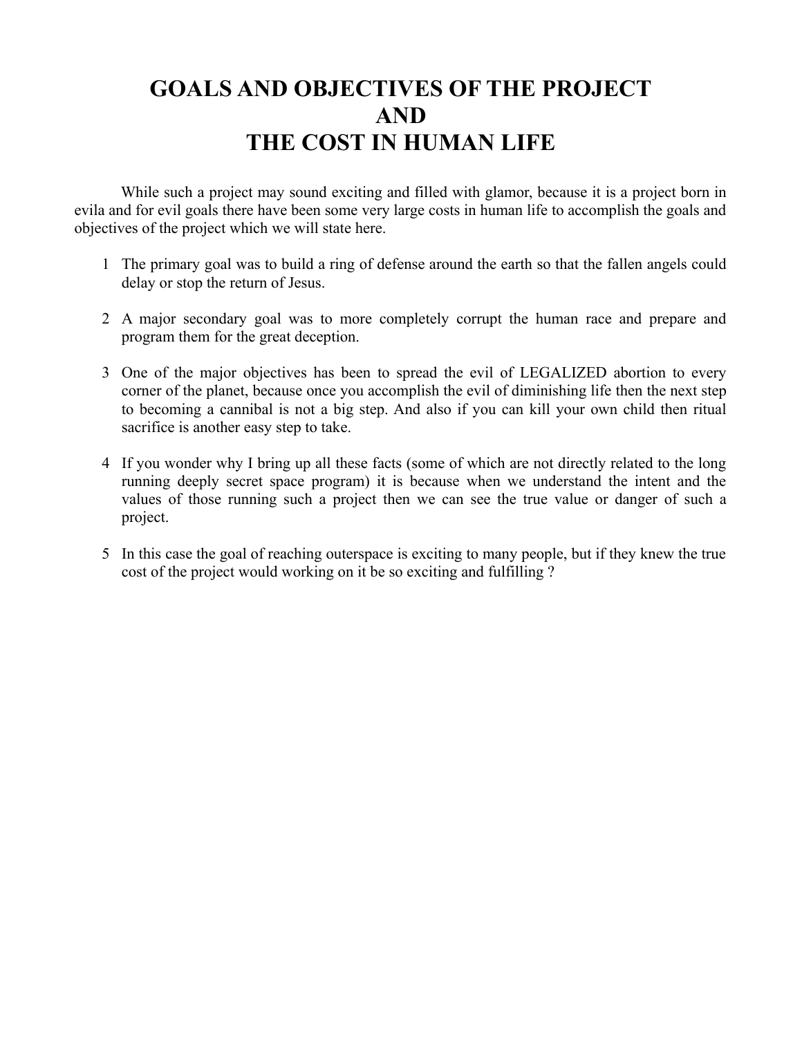# GOALS AND OBJECTIVES OF THE PROJECT AND THE COST IN HUMAN LIFE

While such a project may sound exciting and filled with glamor, because it is a project born in evila and for evil goals there have been some very large costs in human life to accomplish the goals and objectives of the project which we will state here.

1. The primary goal was to build a ring of defense around the earth so that the fallen angels could delay or stop the return of Jesus.

2. A major secondary goal was to more completely corrupt the human race and prepare and program them for the great deception.

3. One of the major objectives has been to spread the evil of LEGALIZED abortion to every corner of the planet, because once you accomplish the evil of diminishing life then the next step to becoming a cannibal is not a big step. And also if you can kill your own child then ritual sacrifice is another easy step to take.

4. If you wonder why I bring up all these facts (some of which are not directly related to the long running deeply secret space program) it is because when we understand the intent and the values of those running such a project then we can see the true value or danger of such a project.

5. In this case the goal of reaching outerspace is exciting to many people, but if they knew the true cost of the project would working on it be so exciting and fulfilling ?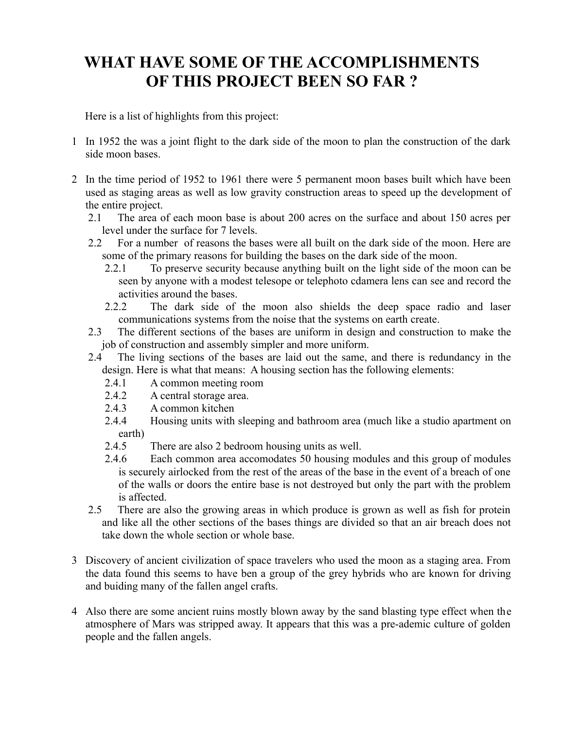# WHAT HAVE SOME OF THE ACCOMPLISHMENTS OF THIS PROJECT BEEN SO FAR ?

Here is a list of highlights from this project:

1 In 1952 the was a joint flight to the dark side of the moon to plan the construction of the dark side moon bases.

2 In the time period of 1952 to 1961 there were 5 permanent moon bases built which have been used as staging areas as well as low gravity construction areas to speed up the development of the entire project.
   - 2.1 The area of each moon base is about 200 acres on the surface and about 150 acres per level under the surface for 7 levels.
   - 2.2 For a number of reasons the bases were all built on the dark side of the moon. Here are some of the primary reasons for building the bases on the dark side of the moon.
     - 2.2.1 To preserve security because anything built on the light side of the moon can be seen by anyone with a modest telesope or telephoto cdamera lens can see and record the activities around the bases.
     - 2.2.2 The dark side of the moon also shields the deep space radio and laser communications systems from the noise that the systems on earth create.
   - 2.3 The different sections of the bases are uniform in design and construction to make the job of construction and assembly simpler and more uniform.
   - 2.4 The living sections of the bases are laid out the same, and there is redundancy in the design. Here is what that means: A housing section has the following elements:
     - 2.4.1 A common meeting room
     - 2.4.2 A central storage area.
     - 2.4.3 A common kitchen
     - 2.4.4 Housing units with sleeping and bathroom area (much like a studio apartment on earth)
     - 2.4.5 There are also 2 bedroom housing units as well.
     - 2.4.6 Each common area accomodates 50 housing modules and this group of modules is securely airlocked from the rest of the areas of the base in the event of a breach of one of the walls or doors the entire base is not destroyed but only the part with the problem is affected.
   - 2.5 There are also the growing areas in which produce is grown as well as fish for protein and like all the other sections of the bases things are divided so that an air breach does not take down the whole section or whole base.

3 Discovery of ancient civilization of space travelers who used the moon as a staging area. From the data found this seems to have ben a group of the grey hybrids who are known for driving and buiding many of the fallen angel crafts.

4 Also there are some ancient ruins mostly blown away by the sand blasting type effect when the atmosphere of Mars was stripped away. It appears that this was a pre-ademic culture of golden people and the fallen angels.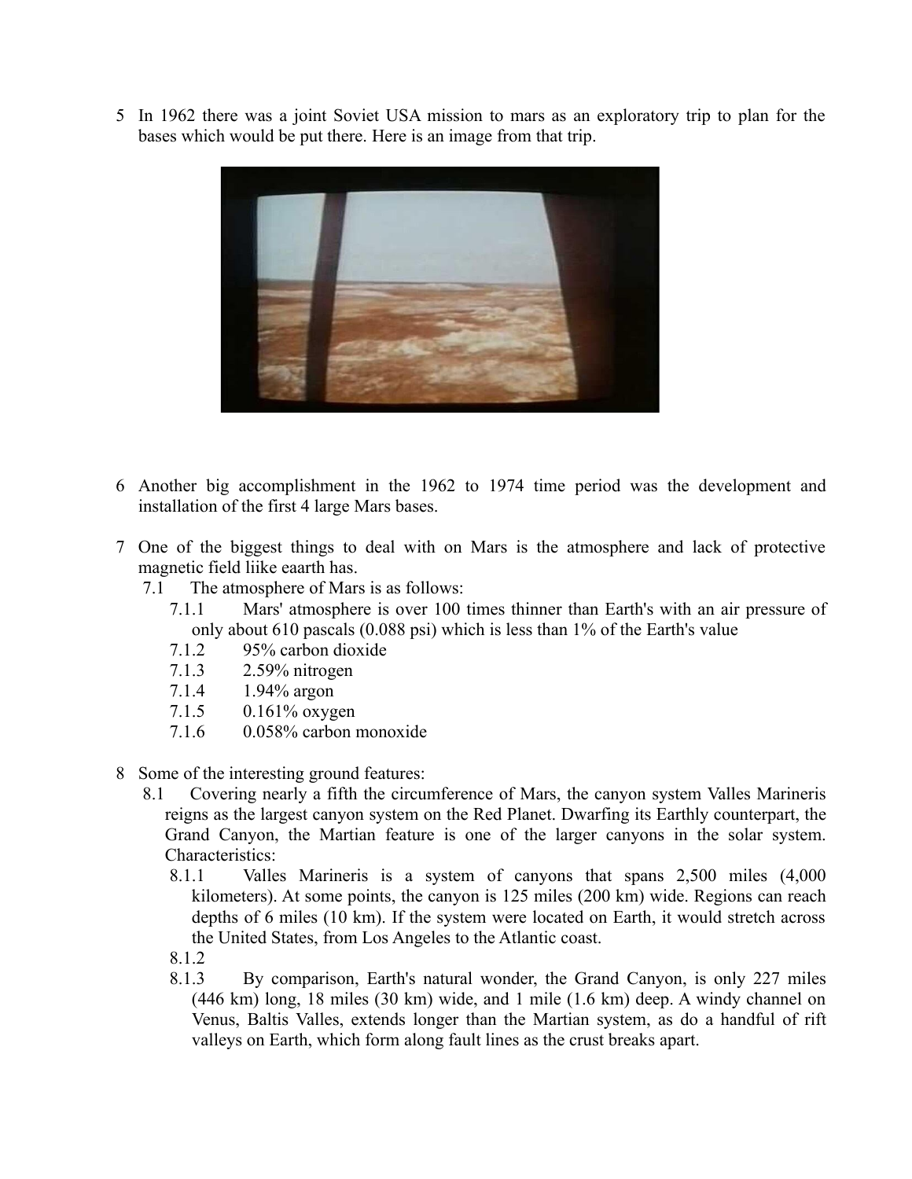5 In 1962 there was a joint Soviet USA mission to mars as an exploratory trip to plan for the bases which would be put there. Here is an image from that trip.

6 Another big accomplishment in the 1962 to 1974 time period was the development and installation of the first 4 large Mars bases.

7 One of the biggest things to deal with on Mars is the atmosphere and lack of protective magnetic field liike eaarth has.

- 7.1 The atmosphere of Mars is as follows:
  - 7.1.1 Mars' atmosphere is over 100 times thinner than Earth's with an air pressure of only about 610 pascals (0.088 psi) which is less than 1% of the Earth's value
  - 7.1.2 95% carbon dioxide
  - 7.1.3 2.59% nitrogen
  - 7.1.4 1.94% argon
  - 7.1.5 0.161% oxygen
  - 7.1.6 0.058% carbon monoxide

8 Some of the interesting ground features:

- 8.1 Covering nearly a fifth the circumference of Mars, the canyon system Valles Marineris reigns as the largest canyon system on the Red Planet. Dwarfing its Earthly counterpart, the Grand Canyon, the Martian feature is one of the larger canyons in the solar system. Characteristics:
  - 8.1.1 Valles Marineris is a system of canyons that spans 2,500 miles (4,000 kilometers). At some points, the canyon is 125 miles (200 km) wide. Regions can reach depths of 6 miles (10 km). If the system were located on Earth, it would stretch across the United States, from Los Angeles to the Atlantic coast.
  - 8.1.2
  - 8.1.3 By comparison, Earth's natural wonder, the Grand Canyon, is only 227 miles (446 km) long, 18 miles (30 km) wide, and 1 mile (1.6 km) deep. A windy channel on Venus, Baltis Valles, extends longer than the Martian system, as do a handful of rift valleys on Earth, which form along fault lines as the crust breaks apart.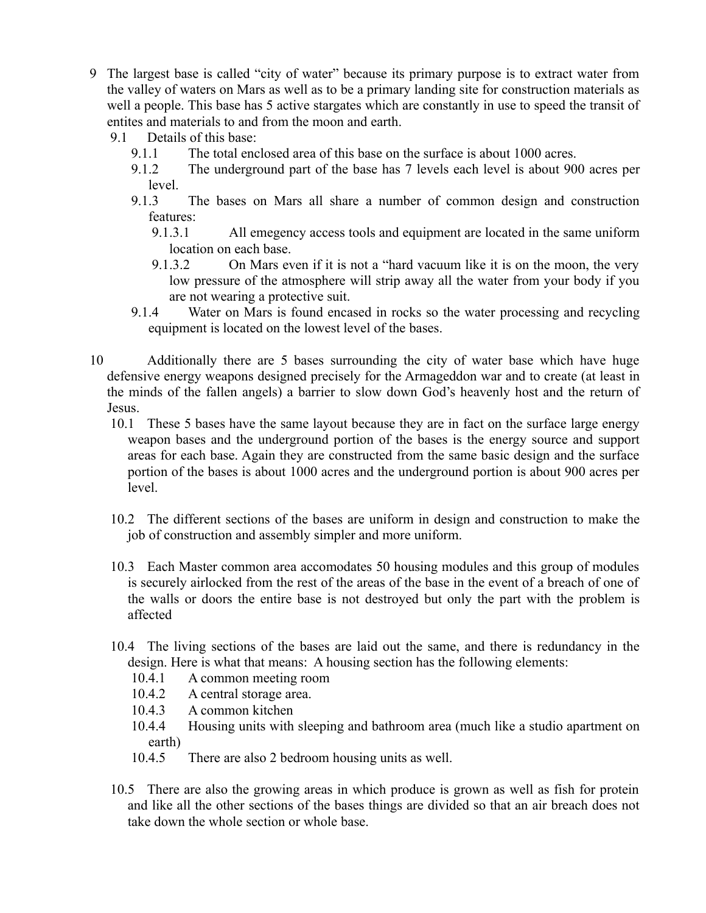9 The largest base is called "city of water" because its primary purpose is to extract water from the valley of waters on Mars as well as to be a primary landing site for construction materials as well a people. This base has 5 active stargates which are constantly in use to speed the transit of entites and materials to and from the moon and earth.

   9.1 Details of this base:

      9.1.1 The total enclosed area of this base on the surface is about 1000 acres.

      9.1.2 The underground part of the base has 7 levels each level is about 900 acres per level.

      9.1.3 The bases on Mars all share a number of common design and construction features:

         9.1.3.1 All emegency access tools and equipment are located in the same uniform location on each base.

         9.1.3.2 On Mars even if it is not a "hard vacuum like it is on the moon, the very low pressure of the atmosphere will strip away all the water from your body if you are not wearing a protective suit.

      9.1.4 Water on Mars is found encased in rocks so the water processing and recycling equipment is located on the lowest level of the bases.

10 Additionally there are 5 bases surrounding the city of water base which have huge defensive energy weapons designed precisely for the Armageddon war and to create (at least in the minds of the fallen angels) a barrier to slow down God's heavenly host and the return of Jesus.

   10.1 These 5 bases have the same layout because they are in fact on the surface large energy weapon bases and the underground portion of the bases is the energy source and support areas for each base. Again they are constructed from the same basic design and the surface portion of the bases is about 1000 acres and the underground portion is about 900 acres per level.

   10.2 The different sections of the bases are uniform in design and construction to make the job of construction and assembly simpler and more uniform.

   10.3 Each Master common area accomodates 50 housing modules and this group of modules is securely airlocked from the rest of the areas of the base in the event of a breach of one of the walls or doors the entire base is not destroyed but only the part with the problem is affected

   10.4 The living sections of the bases are laid out the same, and there is redundancy in the design. Here is what that means: A housing section has the following elements:

      10.4.1 A common meeting room

      10.4.2 A central storage area.

      10.4.3 A common kitchen

      10.4.4 Housing units with sleeping and bathroom area (much like a studio apartment on earth)

      10.4.5 There are also 2 bedroom housing units as well.

   10.5 There are also the growing areas in which produce is grown as well as fish for protein and like all the other sections of the bases things are divided so that an air breach does not take down the whole section or whole base.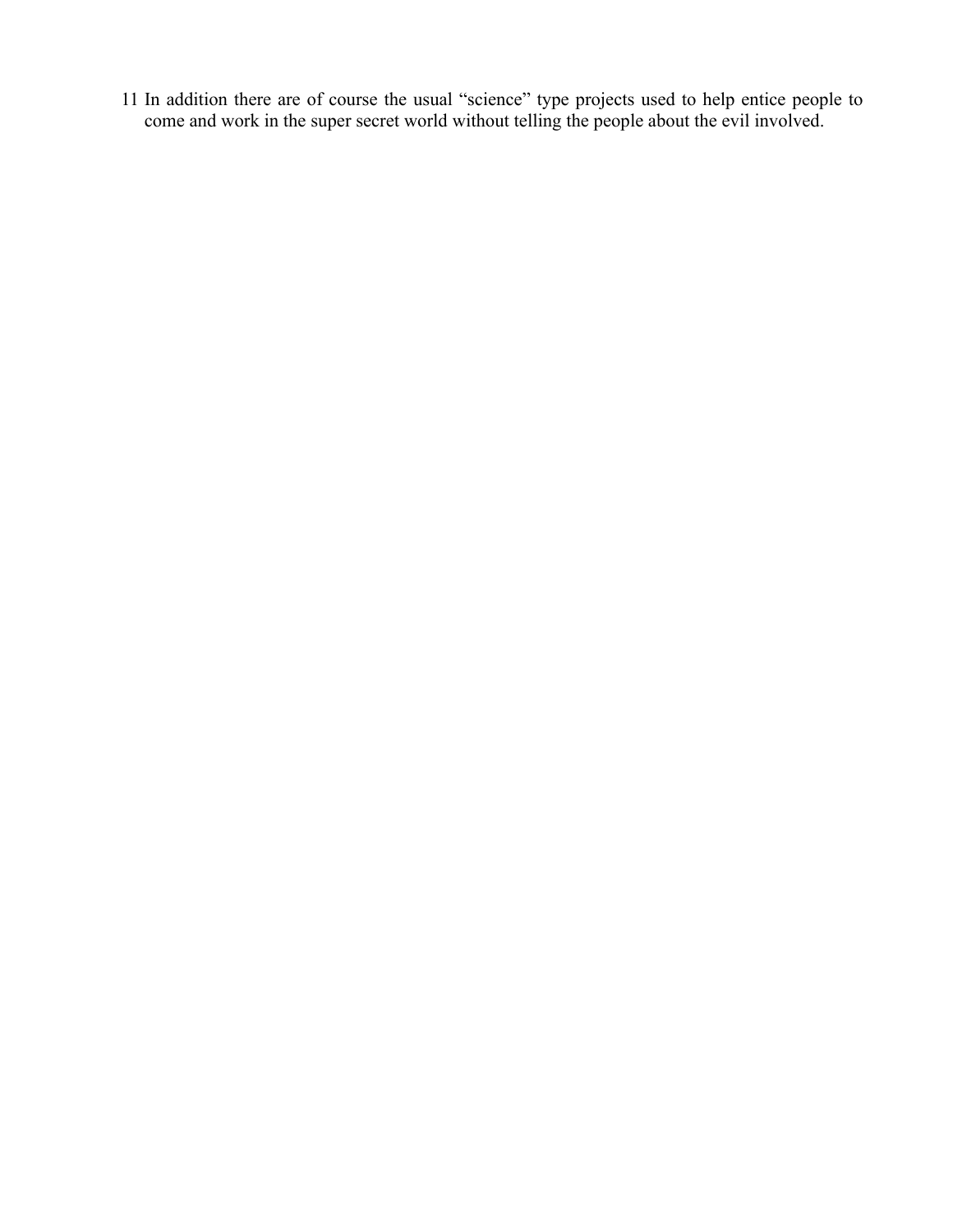11 In addition there are of course the usual “science” type projects used to help entice people to come and work in the super secret world without telling the people about the evil involved.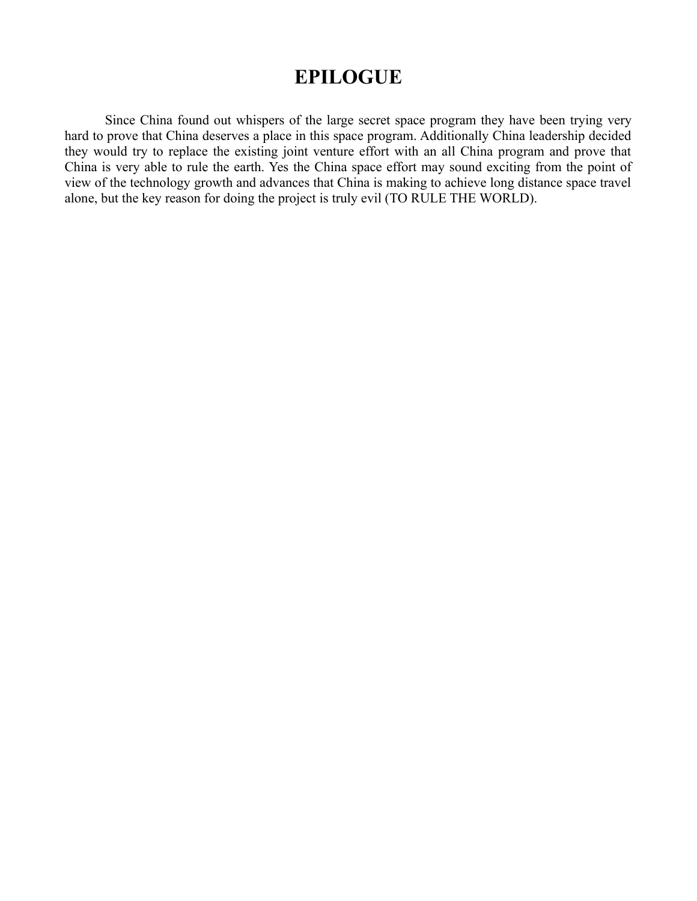# EPILOGUE

Since China found out whispers of the large secret space program they have been trying very hard to prove that China deserves a place in this space program. Additionally China leadership decided they would try to replace the existing joint venture effort with an all China program and prove that China is very able to rule the earth. Yes the China space effort may sound exciting from the point of view of the technology growth and advances that China is making to achieve long distance space travel alone, but the key reason for doing the project is truly evil (TO RULE THE WORLD).